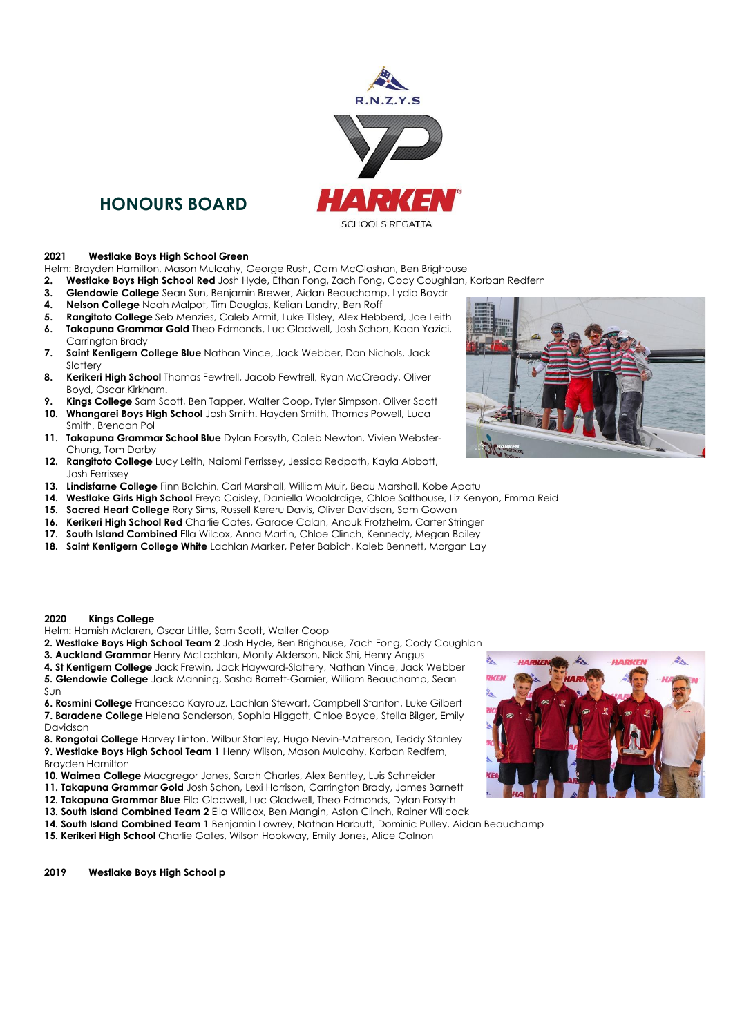R.N.Z.Y.S

HARKEN®

SCHOOLS REGATTA

# HONOURS BOARD

**2021 Westlake Boys High School Green**

Helm: Brayden Hamilton, Mason Mulcahy, George Rush, Cam McGlashan, Ben Brighouse

2. **Westlake Boys High School Red** Josh Hyde, Ethan Fong, Zach Fong, Cody Coughlan, Korban Redfern
3. **Glendowie College** Sean Sun, Benjamin Brewer, Aidan Beauchamp, Lydia Boydr
4. **Nelson College** Noah Malpot, Tim Douglas, Kelian Landry, Ben Roff
5. **Rangitoto College** Seb Menzies, Caleb Armit, Luke Tilsley, Alex Hebberd, Joe Leith
6. **Takapuna Grammar Gold** Theo Edmonds, Luc Gladwell, Josh Schon, Kaan Yazici, Carrington Brady
7. **Saint Kentigern College Blue** Nathan Vince, Jack Webber, Dan Nichols, Jack Slattery
8. **Kerikeri High School** Thomas Fewtrell, Jacob Fewtrell, Ryan McCready, Oliver Boyd, Oscar Kirkham.
9. **Kings College** Sam Scott, Ben Tapper, Walter Coop, Tyler Simpson, Oliver Scott
10. **Whangarei Boys High School** Josh Smith. Hayden Smith, Thomas Powell, Luca Smith, Brendan Pol
11. **Takapuna Grammar School Blue** Dylan Forsyth, Caleb Newton, Vivien Webster-Chung, Tom Darby
12. **Rangitoto College** Lucy Leith, Naiomi Ferrissey, Jessica Redpath, Kayla Abbott, Josh Ferrissey
13. **Lindisfarne College** Finn Balchin, Carl Marshall, William Muir, Beau Marshall, Kobe Apatu
14. **Westlake Girls High School** Freya Caisley, Daniella Wooldrdige, Chloe Salthouse, Liz Kenyon, Emma Reid
15. **Sacred Heart College** Rory Sims, Russell Kereru Davis, Oliver Davidson, Sam Gowan
16. **Kerikeri High School Red** Charlie Cates, Garace Calan, Anouk Frotzhelm, Carter Stringer
17. **South Island Combined** Ella Wilcox, Anna Martin, Chloe Clinch, Kennedy, Megan Bailey
18. **Saint Kentigern College White** Lachlan Marker, Peter Babich, Kaleb Bennett, Morgan Lay

**2020 Kings College**

Helm: Hamish Mclaren, Oscar Little, Sam Scott, Walter Coop

2. **Westlake Boys High School Team 2** Josh Hyde, Ben Brighouse, Zach Fong, Cody Coughlan
3. **Auckland Grammar** Henry McLachlan, Monty Alderson, Nick Shi, Henry Angus
4. **St Kentigern College** Jack Frewin, Jack Hayward-Slattery, Nathan Vince, Jack Webber
5. **Glendowie College** Jack Manning, Sasha Barrett-Garnier, William Beauchamp, Sean Sun
6. **Rosmini College** Francesco Kayrouz, Lachlan Stewart, Campbell Stanton, Luke Gilbert
7. **Baradene College** Helena Sanderson, Sophia Higgott, Chloe Boyce, Stella Bilger, Emily Davidson
8. **Rongotai College** Harvey Linton, Wilbur Stanley, Hugo Nevin-Matterson, Teddy Stanley
9. **Westlake Boys High School Team 1** Henry Wilson, Mason Mulcahy, Korban Redfern, Brayden Hamilton
10. **Waimea College** Macgregor Jones, Sarah Charles, Alex Bentley, Luis Schneider
11. **Takapuna Grammar Gold** Josh Schon, Lexi Harrison, Carrington Brady, James Barnett
12. **Takapuna Grammar Blue** Ella Gladwell, Luc Gladwell, Theo Edmonds, Dylan Forsyth
13. **South Island Combined Team 2** Ella Willcox, Ben Mangin, Aston Clinch, Rainer Willcock
14. **South Island Combined Team 1** Benjamin Lowrey, Nathan Harbutt, Dominic Pulley, Aidan Beauchamp
15. **Kerikeri High School** Charlie Gates, Wilson Hookway, Emily Jones, Alice Calnon

**2019 Westlake Boys High School p**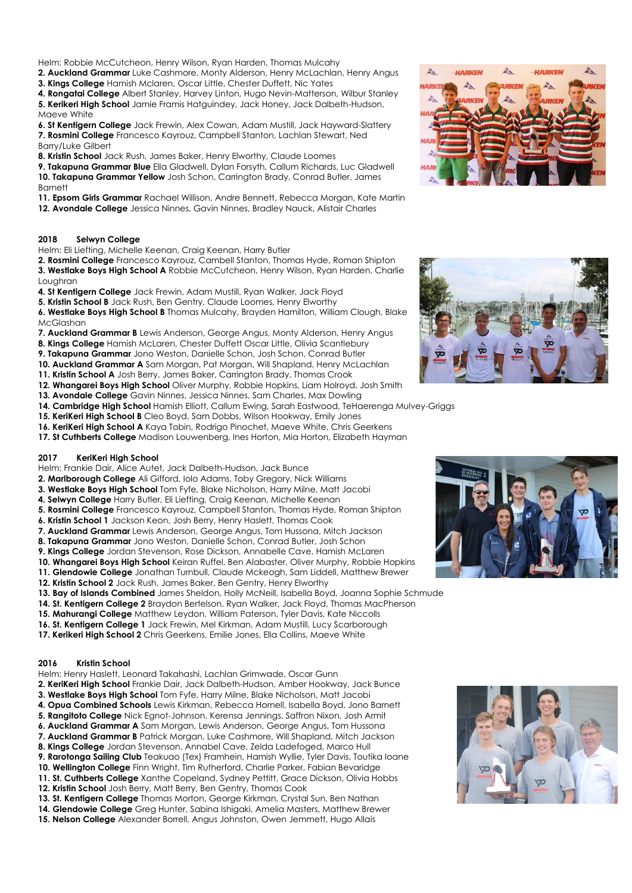Helm: Robbie McCutcheon, Henry Wilson, Ryan Harden, Thomas Mulcahy
**2. Auckland Grammar** Luke Cashmore, Monty Alderson, Henry McLachlan, Henry Angus
**3. Kings College** Hamish Mclaren, Oscar Little, Chester Duffett, Nic Yates
**4. Rongatai College** Albert Stanley, Harvey Linton, Hugo Nevin-Matterson, Wilbur Stanley
**5. Kerikeri High School** Jamie Framis Hatguindey, Jack Honey, Jack Dalbeth-Hudson, Maeve White
**6. St Kentigern College** Jack Frewin, Alex Cowan, Adam Mustill, Jack Hayward-Slattery
**7. Rosmini College** Francesco Kayrouz, Campbell Stanton, Lachlan Stewart, Ned Barry/Luke Gilbert
**8. Kristin School** Jack Rush, James Baker, Henry Elworthy, Claude Loomes
**9. Takapuna Grammar Blue** Ella Gladwell, Dylan Forsyth, Callum Richards, Luc Gladwell
**10. Takapuna Grammar Yellow** Josh Schon, Carrington Brady, Conrad Butler, James Barnett
**11. Epsom Girls Grammar** Rachael Willison, Andre Bennett, Rebecca Morgan, Kate Martin
**12. Avondale College** Jessica Ninnes, Gavin Ninnes, Bradley Nauck, Alistair Charles

**2018 Selwyn College**
Helm: Eli Liefting, Michelle Keenan, Craig Keenan, Harry Butler
**2. Rosmini College** Francesco Kayrouz, Cambell Stanton, Thomas Hyde, Roman Shipton
**3. Westlake Boys High School A** Robbie McCutcheon, Henry Wilson, Ryan Harden, Charlie Loughran
**4. St Kentigern College** Jack Frewin, Adam Mustill, Ryan Walker, Jack Floyd
**5. Kristin School B** Jack Rush, Ben Gentry, Claude Loomes, Henry Elworthy
**6. Westlake Boys High School B** Thomas Mulcahy, Brayden Hamilton, William Clough, Blake McGlashan
**7. Auckland Grammar B** Lewis Anderson, George Angus, Monty Alderson, Henry Angus
**8. Kings College** Hamish McLaren, Chester Duffett Oscar Little, Olivia Scantlebury
**9. Takapuna Grammar** Jono Weston, Danielle Schon, Josh Schon, Conrad Butler
**10. Auckland Grammar A** Sam Morgan, Pat Morgan, Will Shapland, Henry McLachlan
**11. Kristin School A** Josh Berry, James Baker, Carrington Brady, Thomas Crook
**12. Whangarei Boys High School** Oliver Murphy, Robbie Hopkins, Liam Holroyd, Josh Smith
**13. Avondale College** Gavin Ninnes, Jessica Ninnes, Sam Charles, Max Dowling
**14. Cambridge High School** Hamish Elliott, Callum Ewing, Sarah Eastwood, TeHaerenga Mulvey-Griggs
**15. KeriKeri High School B** Cleo Boyd, Sam Dobbs, Wilson Hookway, Emily Jones
**16. KeriKeri High School A** Kaya Tobin, Rodrigo Pinochet, Maeve White, Chris Geerkens
**17. St Cuthberts College** Madison Louwenberg, Ines Horton, Mia Horton, Elizabeth Hayman

**2017 KeriKeri High School**
Helm: Frankie Dair, Alice Autet, Jack Dalbeth-Hudson, Jack Bunce
**2. Marlborough College** Ali Gifford, Iolo Adams, Toby Gregory, Nick Williams
**3. Westlake Boys High School** Tom Fyfe, Blake Nicholson, Harry Milne, Matt Jacobi
**4. Selwyn College** Harry Butler, Eli Liefting, Craig Keenan, Michelle Keenan
**5. Rosmini College** Francesco Kayrouz, Campbell Stanton, Thomas Hyde, Roman Shipton
**6. Kristin School 1** Jackson Keon, Josh Berry, Henry Haslett, Thomas Cook
**7. Auckland Grammar** Lewis Anderson, George Angus, Tom Hussona, Mitch Jackson
**8. Takapuna Grammar** Jono Weston, Danielle Schon, Conrad Butler, Josh Schon
**9. Kings College** Jordan Stevenson, Rose Dickson, Annabelle Cave, Hamish McLaren
**10. Whangarei Boys High School** Keiran Ruffel, Ben Alabaster, Oliver Murphy, Robbie Hopkins
**11. Glendowie College** Jonathan Turnbull, Claude Mckeogh, Sam Liddell, Matthew Brewer
**12. Kristin School 2** Jack Rush, James Baker, Ben Gentry, Henry Elworthy
**13. Bay of Islands Combined** James Sheldon, Holly McNeill, Isabella Boyd, Joanna Sophie Schmude
**14. St. Kentigern College 2** Braydon Bertelson, Ryan Walker, Jack Floyd, Thomas MacPherson
**15. Mahurangi College** Matthew Leydon, William Paterson, Tyler Davis, Kate Niccolls
**16. St. Kentigern College 1** Jack Frewin, Mel Kirkman, Adam Mustill, Lucy Scarborough
**17. Kerikeri High School 2** Chris Geerkens, Emilie Jones, Ella Collins, Maeve White

**2016 Kristin School**
Helm: Henry Haslett, Leonard Takahashi, Lachlan Grimwade, Oscar Gunn
**2. KeriKeri High School** Frankie Dair, Jack Dalbeth-Hudson, Amber Hookway, Jack Bunce
**3. Westlake Boys High School** Tom Fyfe, Harry Milne, Blake Nicholson, Matt Jacobi
**4. Opua Combined Schools** Lewis Kirkman, Rebecca Hornell, Isabella Boyd, Jono Barnett
**5. Rangitoto College** Nick Egnot-Johnson, Kerensa Jennings, Saffron Nixon, Josh Armit
**6. Auckland Grammar A** Sam Morgan, Lewis Anderson, George Angus, Tom Hussona
**7. Auckland Grammar B** Patrick Morgan, Luke Cashmore, Will Shapland, Mitch Jackson
**8. Kings College** Jordan Stevenson, Annabel Cave, Zelda Ladefoged, Marco Hull
**9. Rarotonga Sailing Club** Teakuao (Tex) Framhein, Hamish Wyllie, Tyler Davis, Toutika Ioane
**10. Wellington College** Finn Wright, Tim Rutherford, Charlie Parker, Fabian Bevaridge
**11. St. Cuthberts College** Xanthe Copeland, Sydney Pettitt, Grace Dickson, Olivia Hobbs
**12. Kristin School** Josh Berry, Matt Berry, Ben Gentry, Thomas Cook
**13. St. Kentigern College** Thomas Morton, George Kirkman, Crystal Sun, Ben Nathan
**14. Glendowie College** Greg Hunter, Sabina Ishigaki, Amelia Masters, Matthew Brewer
**15. Nelson College** Alexander Borrell, Angus Johnston, Owen Jemmett, Hugo Allais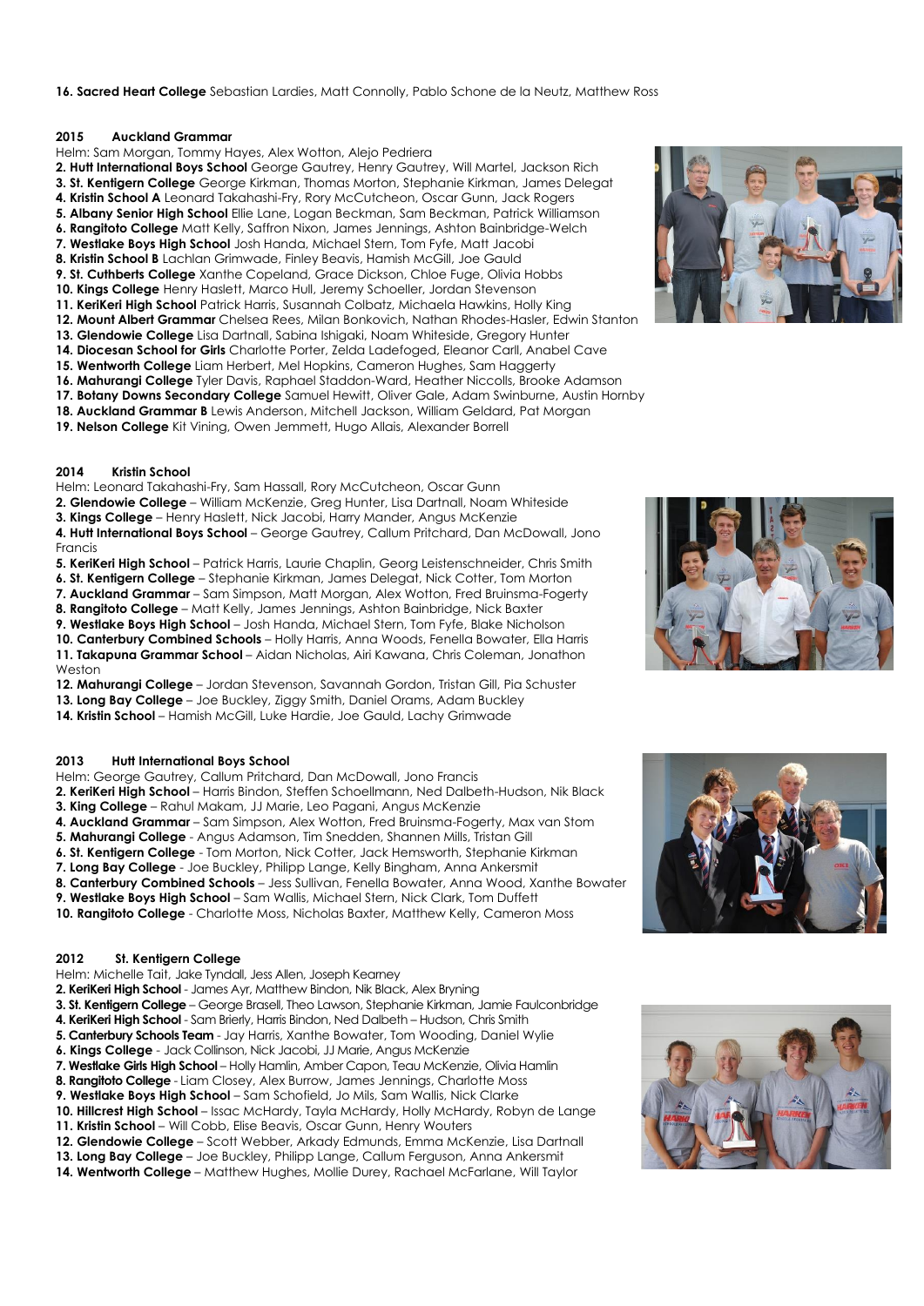**16. Sacred Heart College** Sebastian Lardies, Matt Connolly, Pablo Schone de la Neutz, Matthew Ross

**2015 Auckland Grammar**

Helm: Sam Morgan, Tommy Hayes, Alex Wotton, Alejo Pedriera

**2. Hutt International Boys School** George Gautrey, Henry Gautrey, Will Martel, Jackson Rich
**3. St. Kentigern College** George Kirkman, Thomas Morton, Stephanie Kirkman, James Delegat
**4. Kristin School A** Leonard Takahashi-Fry, Rory McCutcheon, Oscar Gunn, Jack Rogers
**5. Albany Senior High School** Ellie Lane, Logan Beckman, Sam Beckman, Patrick Williamson
**6. Rangitoto College** Matt Kelly, Saffron Nixon, James Jennings, Ashton Bainbridge-Welch
**7. Westlake Boys High School** Josh Handa, Michael Stern, Tom Fyfe, Matt Jacobi
**8. Kristin School B** Lachlan Grimwade, Finley Beavis, Hamish McGill, Joe Gauld
**9. St. Cuthberts College** Xanthe Copeland, Grace Dickson, Chloe Fuge, Olivia Hobbs
**10. Kings College** Henry Haslett, Marco Hull, Jeremy Schoeller, Jordan Stevenson
**11. KeriKeri High School** Patrick Harris, Susannah Colbatz, Michaela Hawkins, Holly King
**12. Mount Albert Grammar** Chelsea Rees, Milan Bonkovich, Nathan Rhodes-Hasler, Edwin Stanton
**13. Glendowie College** Lisa Dartnall, Sabina Ishigaki, Noam Whiteside, Gregory Hunter
**14. Diocesan School for Girls** Charlotte Porter, Zelda Ladefoged, Eleanor Carll, Anabel Cave
**15. Wentworth College** Liam Herbert, Mel Hopkins, Cameron Hughes, Sam Haggerty
**16. Mahurangi College** Tyler Davis, Raphael Staddon-Ward, Heather Niccolls, Brooke Adamson
**17. Botany Downs Secondary College** Samuel Hewitt, Oliver Gale, Adam Swinburne, Austin Hornby
**18. Auckland Grammar B** Lewis Anderson, Mitchell Jackson, William Geldard, Pat Morgan
**19. Nelson College** Kit Vining, Owen Jemmett, Hugo Allais, Alexander Borrell

**2014 Kristin School**

Helm: Leonard Takahashi-Fry, Sam Hassall, Rory McCutcheon, Oscar Gunn

**2. Glendowie College** – William McKenzie, Greg Hunter, Lisa Dartnall, Noam Whiteside
**3. Kings College** – Henry Haslett, Nick Jacobi, Harry Mander, Angus McKenzie
**4. Hutt International Boys School** – George Gautrey, Callum Pritchard, Dan McDowall, Jono Francis
**5. KeriKeri High School** – Patrick Harris, Laurie Chaplin, Georg Leistenschneider, Chris Smith
**6. St. Kentigern College** – Stephanie Kirkman, James Delegat, Nick Cotter, Tom Morton
**7. Auckland Grammar** – Sam Simpson, Matt Morgan, Alex Wotton, Fred Bruinsma-Fogerty
**8. Rangitoto College** – Matt Kelly, James Jennings, Ashton Bainbridge, Nick Baxter
**9. Westlake Boys High School** – Josh Handa, Michael Stern, Tom Fyfe, Blake Nicholson
**10. Canterbury Combined Schools** – Holly Harris, Anna Woods, Fenella Bowater, Ella Harris
**11. Takapuna Grammar School** – Aidan Nicholas, Airi Kawana, Chris Coleman, Jonathon Weston
**12. Mahurangi College** – Jordan Stevenson, Savannah Gordon, Tristan Gill, Pia Schuster
**13. Long Bay College** – Joe Buckley, Ziggy Smith, Daniel Orams, Adam Buckley
**14. Kristin School** – Hamish McGill, Luke Hardie, Joe Gauld, Lachy Grimwade

**2013 Hutt International Boys School**

Helm: George Gautrey, Callum Pritchard, Dan McDowall, Jono Francis

**2. KeriKeri High School** – Harris Bindon, Steffen Schoellmann, Ned Dalbeth-Hudson, Nik Black
**3. King College** – Rahul Makam, JJ Marie, Leo Pagani, Angus McKenzie
**4. Auckland Grammar** – Sam Simpson, Alex Wotton, Fred Bruinsma-Fogerty, Max van Stom
**5. Mahurangi College** - Angus Adamson, Tim Snedden, Shannen Mills, Tristan Gill
**6. St. Kentigern College** - Tom Morton, Nick Cotter, Jack Hemsworth, Stephanie Kirkman
**7. Long Bay College** - Joe Buckley, Philipp Lange, Kelly Bingham, Anna Ankersmit
**8. Canterbury Combined Schools** – Jess Sullivan, Fenella Bowater, Anna Wood, Xanthe Bowater
**9. Westlake Boys High School** – Sam Wallis, Michael Stern, Nick Clark, Tom Duffett
**10. Rangitoto College** - Charlotte Moss, Nicholas Baxter, Matthew Kelly, Cameron Moss

**2012 St. Kentigern College**

Helm: Michelle Tait, Jake Tyndall, Jess Allen, Joseph Kearney

**2. KeriKeri High School** - James Ayr, Matthew Bindon, Nik Black, Alex Bryning
**3. St. Kentigern College** – George Brasell, Theo Lawson, Stephanie Kirkman, Jamie Faulconbridge
**4. KeriKeri High School** - Sam Brierly, Harris Bindon, Ned Dalbeth – Hudson, Chris Smith
**5. Canterbury Schools Team** - Jay Harris, Xanthe Bowater, Tom Wooding, Daniel Wylie
**6. Kings College** - Jack Collinson, Nick Jacobi, JJ Marie, Angus McKenzie
**7. Westlake Girls High School** – Holly Hamlin, Amber Capon, Teau McKenzie, Olivia Hamlin
**8. Rangitoto College** - Liam Closey, Alex Burrow, James Jennings, Charlotte Moss
**9. Westlake Boys High School** – Sam Schofield, Jo Mils, Sam Wallis, Nick Clarke
**10. Hillcrest High School** – Issac McHardy, Tayla McHardy, Holly McHardy, Robyn de Lange
**11. Kristin School** – Will Cobb, Elise Beavis, Oscar Gunn, Henry Wouters
**12. Glendowie College** – Scott Webber, Arkady Edmunds, Emma McKenzie, Lisa Dartnall
**13. Long Bay College** – Joe Buckley, Philipp Lange, Callum Ferguson, Anna Ankersmit
**14. Wentworth College** – Matthew Hughes, Mollie Durey, Rachael McFarlane, Will Taylor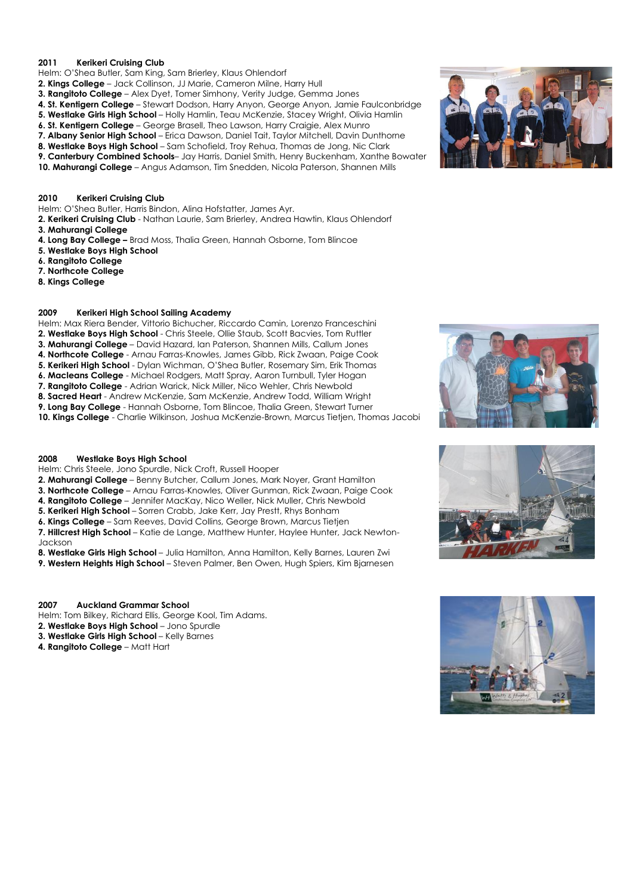**2011 Kerikeri Cruising Club**

Helm: O'Shea Butler, Sam King, Sam Brierley, Klaus Ohlendorf

2. **Kings College** – Jack Collinson, JJ Marie, Cameron Milne, Harry Hull
3. **Rangitoto College** – Alex Dyet, Tomer Simhony, Verity Judge, Gemma Jones
4. **St. Kentigern College** – Stewart Dodson, Harry Anyon, George Anyon, Jamie Faulconbridge
5. **Westlake Girls High School** – Holly Hamlin, Teau McKenzie, Stacey Wright, Olivia Hamlin
6. **St. Kentigern College** – George Brasell, Theo Lawson, Harry Craigie, Alex Munro
7. **Albany Senior High School** – Erica Dawson, Daniel Tait, Taylor Mitchell, Davin Dunthorne
8. **Westlake Boys High School** – Sam Schofield, Troy Rehua, Thomas de Jong, Nic Clark
9. **Canterbury Combined Schools**– Jay Harris, Daniel Smith, Henry Buckenham, Xanthe Bowater
10. **Mahurangi College** – Angus Adamson, Tim Snedden, Nicola Paterson, Shannen Mills

**2010 Kerikeri Cruising Club**

Helm: O'Shea Butler, Harris Bindon, Alina Hofstatter, James Ayr.

2. **Kerikeri Cruising Club** - Nathan Laurie, Sam Brierley, Andrea Hawtin, Klaus Ohlendorf
3. **Mahurangi College**
4. **Long Bay College –** Brad Moss, Thalia Green, Hannah Osborne, Tom Blincoe
5. **Westlake Boys High School**
6. **Rangitoto College**
7. **Northcote College**
8. **Kings College**

**2009 Kerikeri High School Sailing Academy**

Helm: Max Riera Bender, Vittorio Bichucher, Riccardo Camin, Lorenzo Franceschini

2. **Westlake Boys High School** - Chris Steele, Ollie Staub, Scott Bacvies, Tom Ruttler
3. **Mahurangi College** – David Hazard, Ian Paterson, Shannen Mills, Callum Jones
4. **Northcote College** - Arnau Farras-Knowles, James Gibb, Rick Zwaan, Paige Cook
5. **Kerikeri High School** - Dylan Wichman, O'Shea Butler, Rosemary Sim, Erik Thomas
6. **Macleans College** - Michael Rodgers, Matt Spray, Aaron Turnbull, Tyler Hogan
7. **Rangitoto College** - Adrian Warick, Nick Miller, Nico Wehler, Chris Newbold
8. **Sacred Heart** - Andrew McKenzie, Sam McKenzie, Andrew Todd, William Wright
9. **Long Bay College** - Hannah Osborne, Tom Blincoe, Thalia Green, Stewart Turner
10. **Kings College** - Charlie Wilkinson, Joshua McKenzie-Brown, Marcus Tietjen, Thomas Jacobi

**2008 Westlake Boys High School**

Helm: Chris Steele, Jono Spurdle, Nick Croft, Russell Hooper

2. **Mahurangi College** – Benny Butcher, Callum Jones, Mark Noyer, Grant Hamilton
3. **Northcote College** – Arnau Farras-Knowles, Oliver Gunman, Rick Zwaan, Paige Cook
4. **Rangitoto College** – Jennifer MacKay, Nico Weller, Nick Muller, Chris Newbold
5. **Kerikeri High School** – Sorren Crabb, Jake Kerr, Jay Prestt, Rhys Bonham
6. **Kings College** – Sam Reeves, David Collins, George Brown, Marcus Tietjen
7. **Hillcrest High School** – Katie de Lange, Matthew Hunter, Haylee Hunter, Jack Newton-Jackson
8. **Westlake Girls High School** – Julia Hamilton, Anna Hamilton, Kelly Barnes, Lauren Zwi
9. **Western Heights High School** – Steven Palmer, Ben Owen, Hugh Spiers, Kim Bjarnesen

**2007 Auckland Grammar School**

Helm: Tom Bilkey, Richard Ellis, George Kool, Tim Adams.

2. **Westlake Boys High School** – Jono Spurdle
3. **Westlake Girls High School** – Kelly Barnes
4. **Rangitoto College** – Matt Hart